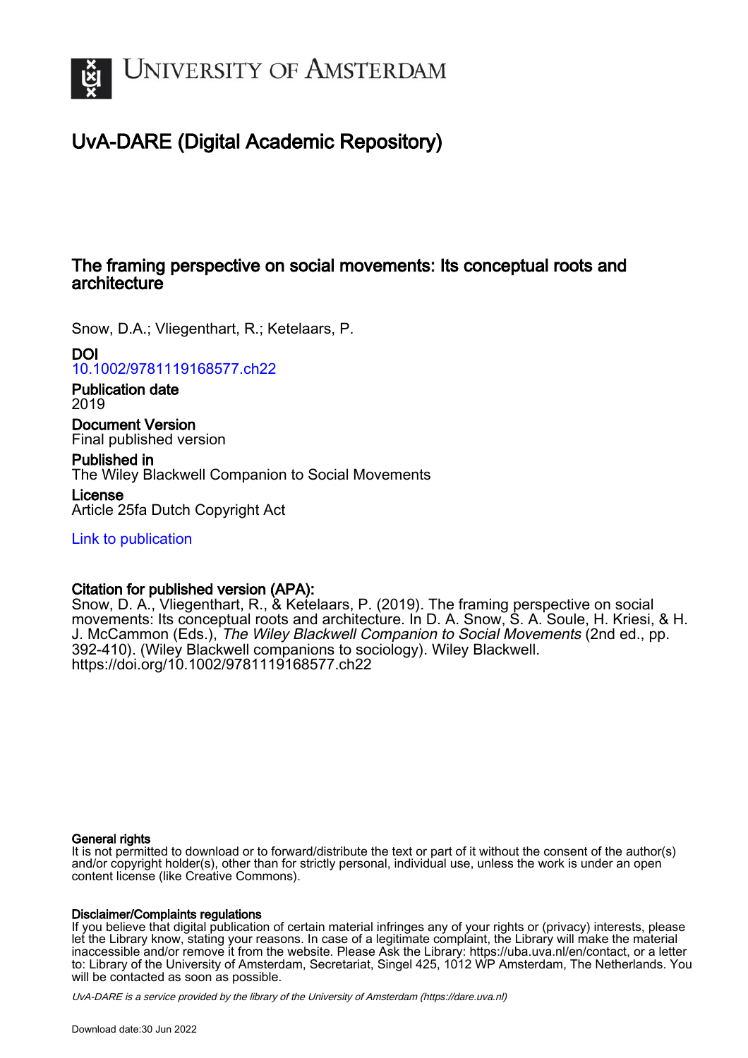# UvA-DARE (Digital Academic Repository)

## The framing perspective on social movements: Its conceptual roots and architecture

Snow, D.A.; Vliegenthart, R.; Ketelaars, P.

**DOI**
10.1002/9781119168577.ch22

**Publication date**
2019

**Document Version**
Final published version

**Published in**
The Wiley Blackwell Companion to Social Movements

**License**
Article 25fa Dutch Copyright Act

Link to publication

**Citation for published version (APA):**
Snow, D. A., Vliegenthart, R., & Ketelaars, P. (2019). The framing perspective on social movements: Its conceptual roots and architecture. In D. A. Snow, S. A. Soule, H. Kriesi, & H. J. McCammon (Eds.), *The Wiley Blackwell Companion to Social Movements* (2nd ed., pp. 392-410). (Wiley Blackwell companions to sociology). Wiley Blackwell. https://doi.org/10.1002/9781119168577.ch22

**General rights**
It is not permitted to download or to forward/distribute the text or part of it without the consent of the author(s) and/or copyright holder(s), other than for strictly personal, individual use, unless the work is under an open content license (like Creative Commons).

**Disclaimer/Complaints regulations**
If you believe that digital publication of certain material infringes any of your rights or (privacy) interests, please let the Library know, stating your reasons. In case of a legitimate complaint, the Library will make the material inaccessible and/or remove it from the website. Please Ask the Library: https://uba.uva.nl/en/contact, or a letter to: Library of the University of Amsterdam, Secretariat, Singel 425, 1012 WP Amsterdam, The Netherlands. You will be contacted as soon as possible.

*UvA-DARE is a service provided by the library of the University of Amsterdam (https://dare.uva.nl)*

Download date:30 Jun 2022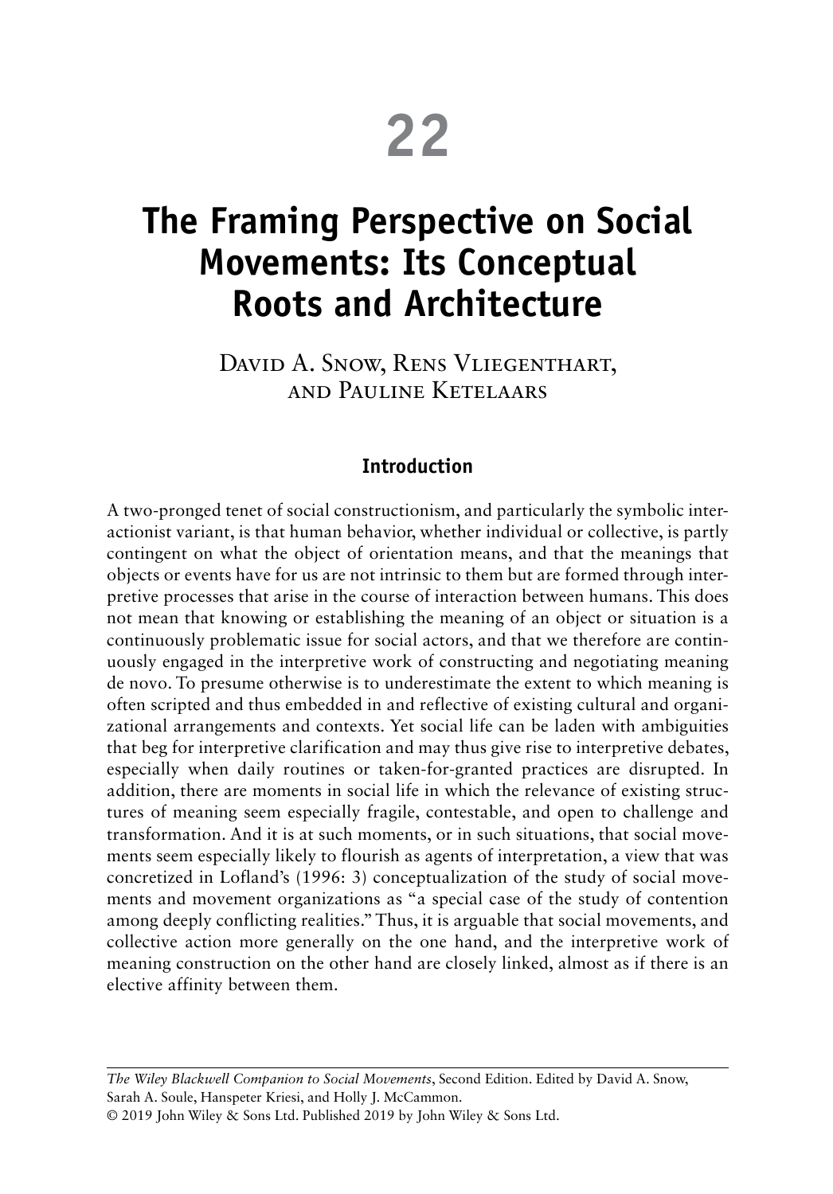# 22

# The Framing Perspective on Social Movements: Its Conceptual Roots and Architecture

David A. Snow, Rens Vliegenthart, and Pauline Ketelaars

## Introduction

A two-pronged tenet of social constructionism, and particularly the symbolic interactionist variant, is that human behavior, whether individual or collective, is partly contingent on what the object of orientation means, and that the meanings that objects or events have for us are not intrinsic to them but are formed through interpretive processes that arise in the course of interaction between humans. This does not mean that knowing or establishing the meaning of an object or situation is a continuously problematic issue for social actors, and that we therefore are continuously engaged in the interpretive work of constructing and negotiating meaning de novo. To presume otherwise is to underestimate the extent to which meaning is often scripted and thus embedded in and reflective of existing cultural and organizational arrangements and contexts. Yet social life can be laden with ambiguities that beg for interpretive clarification and may thus give rise to interpretive debates, especially when daily routines or taken-for-granted practices are disrupted. In addition, there are moments in social life in which the relevance of existing structures of meaning seem especially fragile, contestable, and open to challenge and transformation. And it is at such moments, or in such situations, that social movements seem especially likely to flourish as agents of interpretation, a view that was concretized in Lofland's (1996: 3) conceptualization of the study of social movements and movement organizations as "a special case of the study of contention among deeply conflicting realities." Thus, it is arguable that social movements, and collective action more generally on the one hand, and the interpretive work of meaning construction on the other hand are closely linked, almost as if there is an elective affinity between them.

*The Wiley Blackwell Companion to Social Movements*, Second Edition. Edited by David A. Snow, Sarah A. Soule, Hanspeter Kriesi, and Holly J. McCammon.
© 2019 John Wiley & Sons Ltd. Published 2019 by John Wiley & Sons Ltd.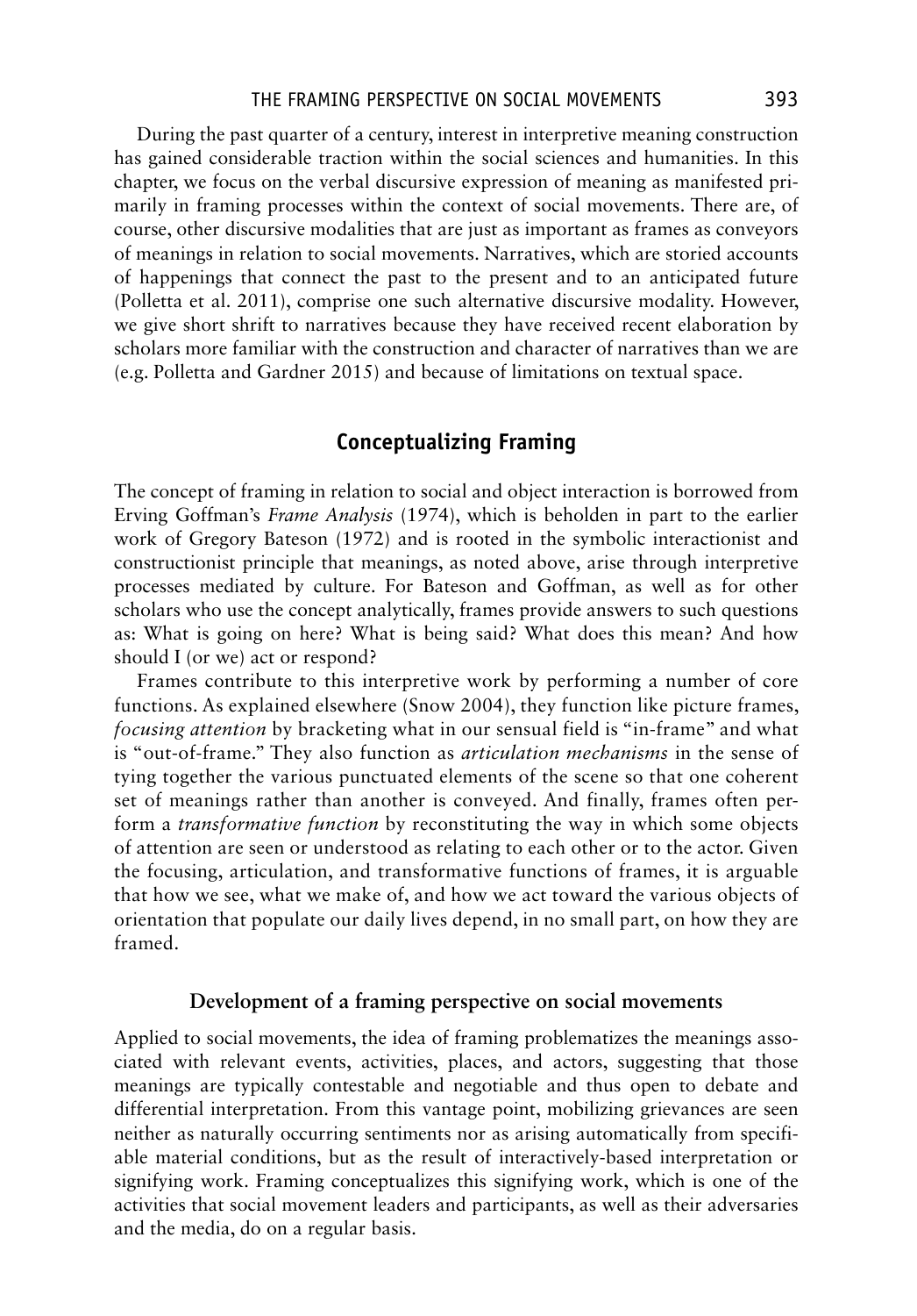During the past quarter of a century, interest in interpretive meaning construction has gained considerable traction within the social sciences and humanities. In this chapter, we focus on the verbal discursive expression of meaning as manifested primarily in framing processes within the context of social movements. There are, of course, other discursive modalities that are just as important as frames as conveyors of meanings in relation to social movements. Narratives, which are storied accounts of happenings that connect the past to the present and to an anticipated future (Polletta et al. 2011), comprise one such alternative discursive modality. However, we give short shrift to narratives because they have received recent elaboration by scholars more familiar with the construction and character of narratives than we are (e.g. Polletta and Gardner 2015) and because of limitations on textual space.

## Conceptualizing Framing

The concept of framing in relation to social and object interaction is borrowed from Erving Goffman's *Frame Analysis* (1974), which is beholden in part to the earlier work of Gregory Bateson (1972) and is rooted in the symbolic interactionist and constructionist principle that meanings, as noted above, arise through interpretive processes mediated by culture. For Bateson and Goffman, as well as for other scholars who use the concept analytically, frames provide answers to such questions as: What is going on here? What is being said? What does this mean? And how should I (or we) act or respond?

Frames contribute to this interpretive work by performing a number of core functions. As explained elsewhere (Snow 2004), they function like picture frames, *focusing attention* by bracketing what in our sensual field is "in-frame" and what is "out-of-frame." They also function as *articulation mechanisms* in the sense of tying together the various punctuated elements of the scene so that one coherent set of meanings rather than another is conveyed. And finally, frames often perform a *transformative function* by reconstituting the way in which some objects of attention are seen or understood as relating to each other or to the actor. Given the focusing, articulation, and transformative functions of frames, it is arguable that how we see, what we make of, and how we act toward the various objects of orientation that populate our daily lives depend, in no small part, on how they are framed.

### Development of a framing perspective on social movements

Applied to social movements, the idea of framing problematizes the meanings associated with relevant events, activities, places, and actors, suggesting that those meanings are typically contestable and negotiable and thus open to debate and differential interpretation. From this vantage point, mobilizing grievances are seen neither as naturally occurring sentiments nor as arising automatically from specifiable material conditions, but as the result of interactively-based interpretation or signifying work. Framing conceptualizes this signifying work, which is one of the activities that social movement leaders and participants, as well as their adversaries and the media, do on a regular basis.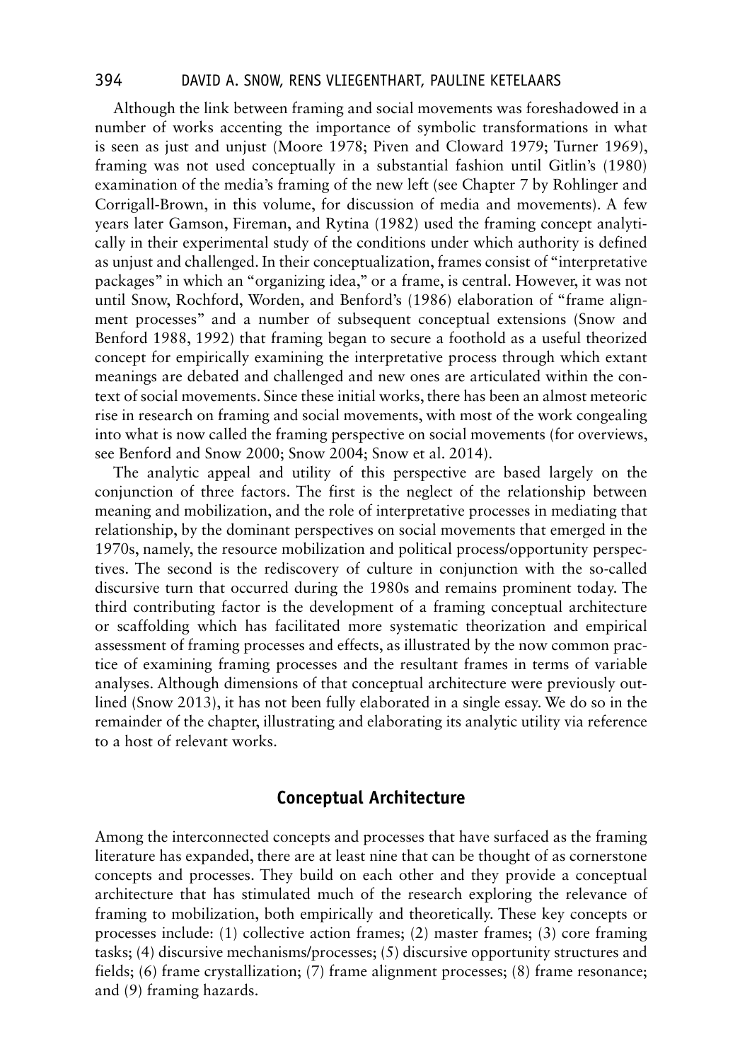Although the link between framing and social movements was foreshadowed in a number of works accenting the importance of symbolic transformations in what is seen as just and unjust (Moore 1978; Piven and Cloward 1979; Turner 1969), framing was not used conceptually in a substantial fashion until Gitlin's (1980) examination of the media's framing of the new left (see Chapter 7 by Rohlinger and Corrigall-Brown, in this volume, for discussion of media and movements). A few years later Gamson, Fireman, and Rytina (1982) used the framing concept analytically in their experimental study of the conditions under which authority is defined as unjust and challenged. In their conceptualization, frames consist of "interpretative packages" in which an "organizing idea," or a frame, is central. However, it was not until Snow, Rochford, Worden, and Benford's (1986) elaboration of "frame alignment processes" and a number of subsequent conceptual extensions (Snow and Benford 1988, 1992) that framing began to secure a foothold as a useful theorized concept for empirically examining the interpretative process through which extant meanings are debated and challenged and new ones are articulated within the context of social movements. Since these initial works, there has been an almost meteoric rise in research on framing and social movements, with most of the work congealing into what is now called the framing perspective on social movements (for overviews, see Benford and Snow 2000; Snow 2004; Snow et al. 2014).

The analytic appeal and utility of this perspective are based largely on the conjunction of three factors. The first is the neglect of the relationship between meaning and mobilization, and the role of interpretative processes in mediating that relationship, by the dominant perspectives on social movements that emerged in the 1970s, namely, the resource mobilization and political process/opportunity perspectives. The second is the rediscovery of culture in conjunction with the so-called discursive turn that occurred during the 1980s and remains prominent today. The third contributing factor is the development of a framing conceptual architecture or scaffolding which has facilitated more systematic theorization and empirical assessment of framing processes and effects, as illustrated by the now common practice of examining framing processes and the resultant frames in terms of variable analyses. Although dimensions of that conceptual architecture were previously outlined (Snow 2013), it has not been fully elaborated in a single essay. We do so in the remainder of the chapter, illustrating and elaborating its analytic utility via reference to a host of relevant works.

## Conceptual Architecture

Among the interconnected concepts and processes that have surfaced as the framing literature has expanded, there are at least nine that can be thought of as cornerstone concepts and processes. They build on each other and they provide a conceptual architecture that has stimulated much of the research exploring the relevance of framing to mobilization, both empirically and theoretically. These key concepts or processes include: (1) collective action frames; (2) master frames; (3) core framing tasks; (4) discursive mechanisms/processes; (5) discursive opportunity structures and fields; (6) frame crystallization; (7) frame alignment processes; (8) frame resonance; and (9) framing hazards.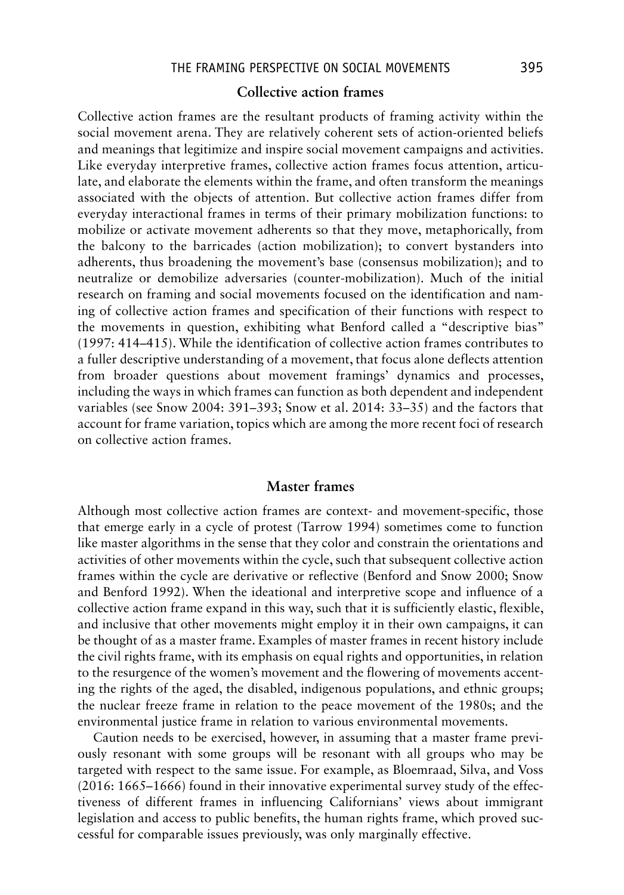## Collective action frames

Collective action frames are the resultant products of framing activity within the social movement arena. They are relatively coherent sets of action-oriented beliefs and meanings that legitimize and inspire social movement campaigns and activities. Like everyday interpretive frames, collective action frames focus attention, articulate, and elaborate the elements within the frame, and often transform the meanings associated with the objects of attention. But collective action frames differ from everyday interactional frames in terms of their primary mobilization functions: to mobilize or activate movement adherents so that they move, metaphorically, from the balcony to the barricades (action mobilization); to convert bystanders into adherents, thus broadening the movement's base (consensus mobilization); and to neutralize or demobilize adversaries (counter-mobilization). Much of the initial research on framing and social movements focused on the identification and naming of collective action frames and specification of their functions with respect to the movements in question, exhibiting what Benford called a "descriptive bias" (1997: 414–415). While the identification of collective action frames contributes to a fuller descriptive understanding of a movement, that focus alone deflects attention from broader questions about movement framings' dynamics and processes, including the ways in which frames can function as both dependent and independent variables (see Snow 2004: 391–393; Snow et al. 2014: 33–35) and the factors that account for frame variation, topics which are among the more recent foci of research on collective action frames.

## Master frames

Although most collective action frames are context- and movement-specific, those that emerge early in a cycle of protest (Tarrow 1994) sometimes come to function like master algorithms in the sense that they color and constrain the orientations and activities of other movements within the cycle, such that subsequent collective action frames within the cycle are derivative or reflective (Benford and Snow 2000; Snow and Benford 1992). When the ideational and interpretive scope and influence of a collective action frame expand in this way, such that it is sufficiently elastic, flexible, and inclusive that other movements might employ it in their own campaigns, it can be thought of as a master frame. Examples of master frames in recent history include the civil rights frame, with its emphasis on equal rights and opportunities, in relation to the resurgence of the women's movement and the flowering of movements accenting the rights of the aged, the disabled, indigenous populations, and ethnic groups; the nuclear freeze frame in relation to the peace movement of the 1980s; and the environmental justice frame in relation to various environmental movements.

Caution needs to be exercised, however, in assuming that a master frame previously resonant with some groups will be resonant with all groups who may be targeted with respect to the same issue. For example, as Bloemraad, Silva, and Voss (2016: 1665–1666) found in their innovative experimental survey study of the effectiveness of different frames in influencing Californians' views about immigrant legislation and access to public benefits, the human rights frame, which proved successful for comparable issues previously, was only marginally effective.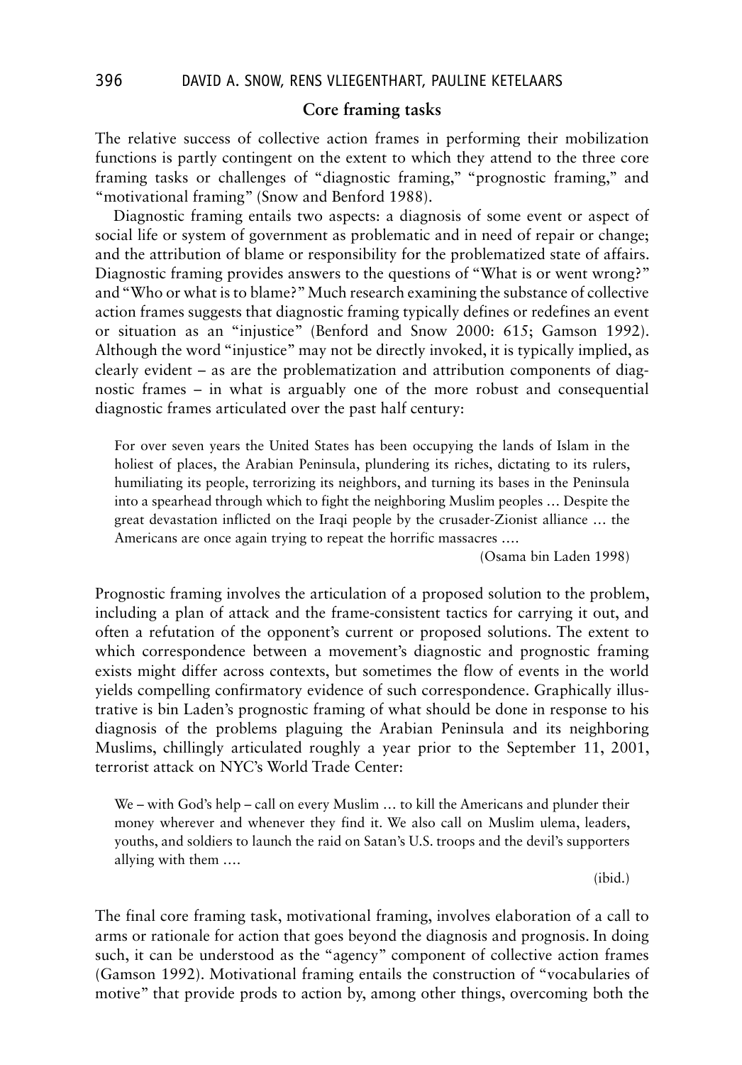## Core framing tasks

The relative success of collective action frames in performing their mobilization functions is partly contingent on the extent to which they attend to the three core framing tasks or challenges of "diagnostic framing," "prognostic framing," and "motivational framing" (Snow and Benford 1988).

Diagnostic framing entails two aspects: a diagnosis of some event or aspect of social life or system of government as problematic and in need of repair or change; and the attribution of blame or responsibility for the problematized state of affairs. Diagnostic framing provides answers to the questions of "What is or went wrong?" and "Who or what is to blame?" Much research examining the substance of collective action frames suggests that diagnostic framing typically defines or redefines an event or situation as an "injustice" (Benford and Snow 2000: 615; Gamson 1992). Although the word "injustice" may not be directly invoked, it is typically implied, as clearly evident – as are the problematization and attribution components of diagnostic frames – in what is arguably one of the more robust and consequential diagnostic frames articulated over the past half century:

> For over seven years the United States has been occupying the lands of Islam in the holiest of places, the Arabian Peninsula, plundering its riches, dictating to its rulers, humiliating its people, terrorizing its neighbors, and turning its bases in the Peninsula into a spearhead through which to fight the neighboring Muslim peoples … Despite the great devastation inflicted on the Iraqi people by the crusader-Zionist alliance … the Americans are once again trying to repeat the horrific massacres ….
>
> (Osama bin Laden 1998)

Prognostic framing involves the articulation of a proposed solution to the problem, including a plan of attack and the frame-consistent tactics for carrying it out, and often a refutation of the opponent's current or proposed solutions. The extent to which correspondence between a movement's diagnostic and prognostic framing exists might differ across contexts, but sometimes the flow of events in the world yields compelling confirmatory evidence of such correspondence. Graphically illustrative is bin Laden's prognostic framing of what should be done in response to his diagnosis of the problems plaguing the Arabian Peninsula and its neighboring Muslims, chillingly articulated roughly a year prior to the September 11, 2001, terrorist attack on NYC's World Trade Center:

> We – with God's help – call on every Muslim … to kill the Americans and plunder their money wherever and whenever they find it. We also call on Muslim ulema, leaders, youths, and soldiers to launch the raid on Satan's U.S. troops and the devil's supporters allying with them ….
>
> (ibid.)

The final core framing task, motivational framing, involves elaboration of a call to arms or rationale for action that goes beyond the diagnosis and prognosis. In doing such, it can be understood as the "agency" component of collective action frames (Gamson 1992). Motivational framing entails the construction of "vocabularies of motive" that provide prods to action by, among other things, overcoming both the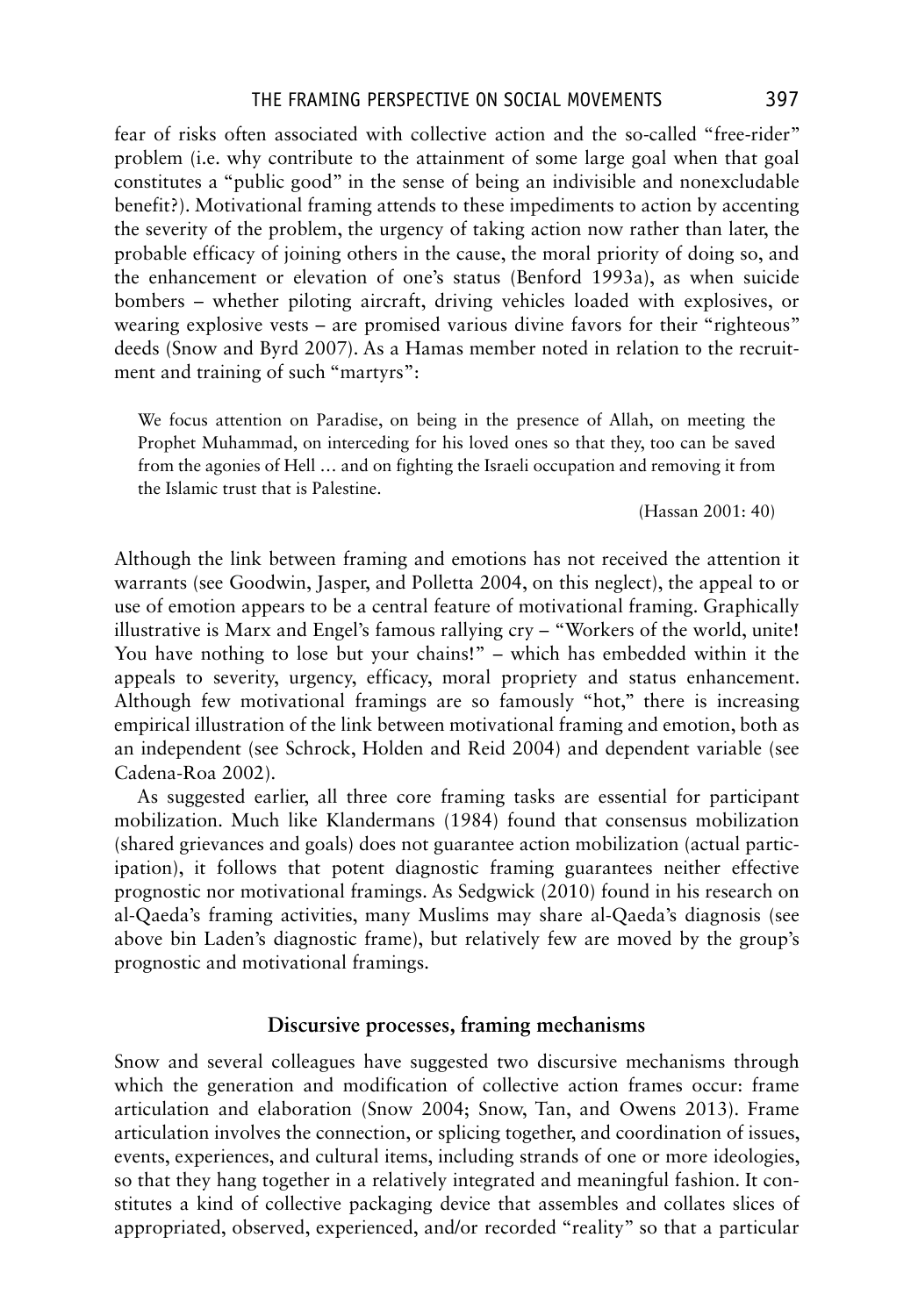fear of risks often associated with collective action and the so-called "free-rider" problem (i.e. why contribute to the attainment of some large goal when that goal constitutes a "public good" in the sense of being an indivisible and nonexcludable benefit?). Motivational framing attends to these impediments to action by accenting the severity of the problem, the urgency of taking action now rather than later, the probable efficacy of joining others in the cause, the moral priority of doing so, and the enhancement or elevation of one's status (Benford 1993a), as when suicide bombers – whether piloting aircraft, driving vehicles loaded with explosives, or wearing explosive vests – are promised various divine favors for their "righteous" deeds (Snow and Byrd 2007). As a Hamas member noted in relation to the recruitment and training of such "martyrs":

> We focus attention on Paradise, on being in the presence of Allah, on meeting the Prophet Muhammad, on interceding for his loved ones so that they, too can be saved from the agonies of Hell … and on fighting the Israeli occupation and removing it from the Islamic trust that is Palestine.
>
> (Hassan 2001: 40)

Although the link between framing and emotions has not received the attention it warrants (see Goodwin, Jasper, and Polletta 2004, on this neglect), the appeal to or use of emotion appears to be a central feature of motivational framing. Graphically illustrative is Marx and Engel's famous rallying cry – "Workers of the world, unite! You have nothing to lose but your chains!" – which has embedded within it the appeals to severity, urgency, efficacy, moral propriety and status enhancement. Although few motivational framings are so famously "hot," there is increasing empirical illustration of the link between motivational framing and emotion, both as an independent (see Schrock, Holden and Reid 2004) and dependent variable (see Cadena-Roa 2002).

As suggested earlier, all three core framing tasks are essential for participant mobilization. Much like Klandermans (1984) found that consensus mobilization (shared grievances and goals) does not guarantee action mobilization (actual participation), it follows that potent diagnostic framing guarantees neither effective prognostic nor motivational framings. As Sedgwick (2010) found in his research on al-Qaeda's framing activities, many Muslims may share al-Qaeda's diagnosis (see above bin Laden's diagnostic frame), but relatively few are moved by the group's prognostic and motivational framings.

## Discursive processes, framing mechanisms

Snow and several colleagues have suggested two discursive mechanisms through which the generation and modification of collective action frames occur: frame articulation and elaboration (Snow 2004; Snow, Tan, and Owens 2013). Frame articulation involves the connection, or splicing together, and coordination of issues, events, experiences, and cultural items, including strands of one or more ideologies, so that they hang together in a relatively integrated and meaningful fashion. It constitutes a kind of collective packaging device that assembles and collates slices of appropriated, observed, experienced, and/or recorded "reality" so that a particular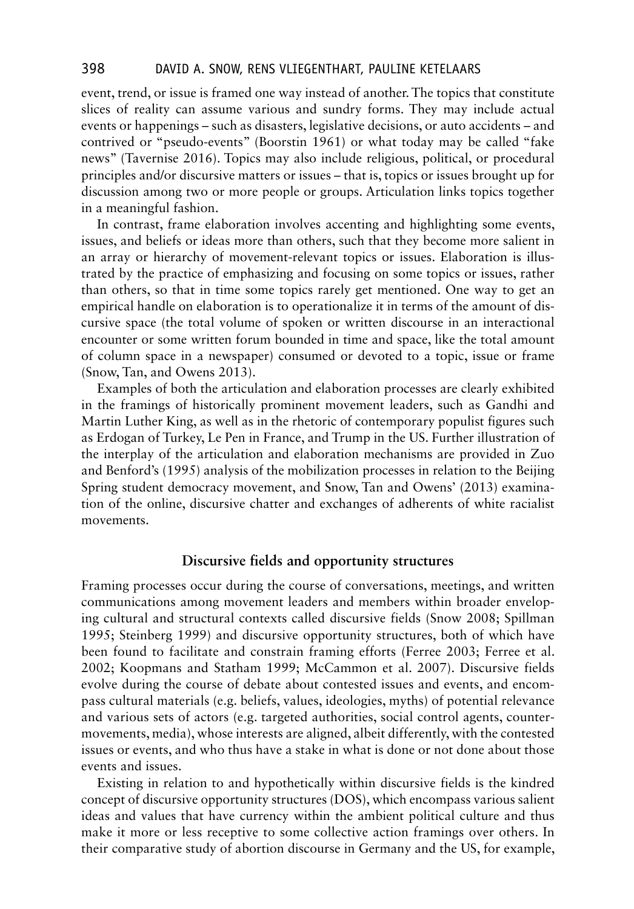event, trend, or issue is framed one way instead of another. The topics that constitute slices of reality can assume various and sundry forms. They may include actual events or happenings – such as disasters, legislative decisions, or auto accidents – and contrived or "pseudo-events" (Boorstin 1961) or what today may be called "fake news" (Tavernise 2016). Topics may also include religious, political, or procedural principles and/or discursive matters or issues – that is, topics or issues brought up for discussion among two or more people or groups. Articulation links topics together in a meaningful fashion.

In contrast, frame elaboration involves accenting and highlighting some events, issues, and beliefs or ideas more than others, such that they become more salient in an array or hierarchy of movement-relevant topics or issues. Elaboration is illustrated by the practice of emphasizing and focusing on some topics or issues, rather than others, so that in time some topics rarely get mentioned. One way to get an empirical handle on elaboration is to operationalize it in terms of the amount of discursive space (the total volume of spoken or written discourse in an interactional encounter or some written forum bounded in time and space, like the total amount of column space in a newspaper) consumed or devoted to a topic, issue or frame (Snow, Tan, and Owens 2013).

Examples of both the articulation and elaboration processes are clearly exhibited in the framings of historically prominent movement leaders, such as Gandhi and Martin Luther King, as well as in the rhetoric of contemporary populist figures such as Erdogan of Turkey, Le Pen in France, and Trump in the US. Further illustration of the interplay of the articulation and elaboration mechanisms are provided in Zuo and Benford's (1995) analysis of the mobilization processes in relation to the Beijing Spring student democracy movement, and Snow, Tan and Owens' (2013) examination of the online, discursive chatter and exchanges of adherents of white racialist movements.

## Discursive fields and opportunity structures

Framing processes occur during the course of conversations, meetings, and written communications among movement leaders and members within broader enveloping cultural and structural contexts called discursive fields (Snow 2008; Spillman 1995; Steinberg 1999) and discursive opportunity structures, both of which have been found to facilitate and constrain framing efforts (Ferree 2003; Ferree et al. 2002; Koopmans and Statham 1999; McCammon et al. 2007). Discursive fields evolve during the course of debate about contested issues and events, and encompass cultural materials (e.g. beliefs, values, ideologies, myths) of potential relevance and various sets of actors (e.g. targeted authorities, social control agents, countermovements, media), whose interests are aligned, albeit differently, with the contested issues or events, and who thus have a stake in what is done or not done about those events and issues.

Existing in relation to and hypothetically within discursive fields is the kindred concept of discursive opportunity structures (DOS), which encompass various salient ideas and values that have currency within the ambient political culture and thus make it more or less receptive to some collective action framings over others. In their comparative study of abortion discourse in Germany and the US, for example,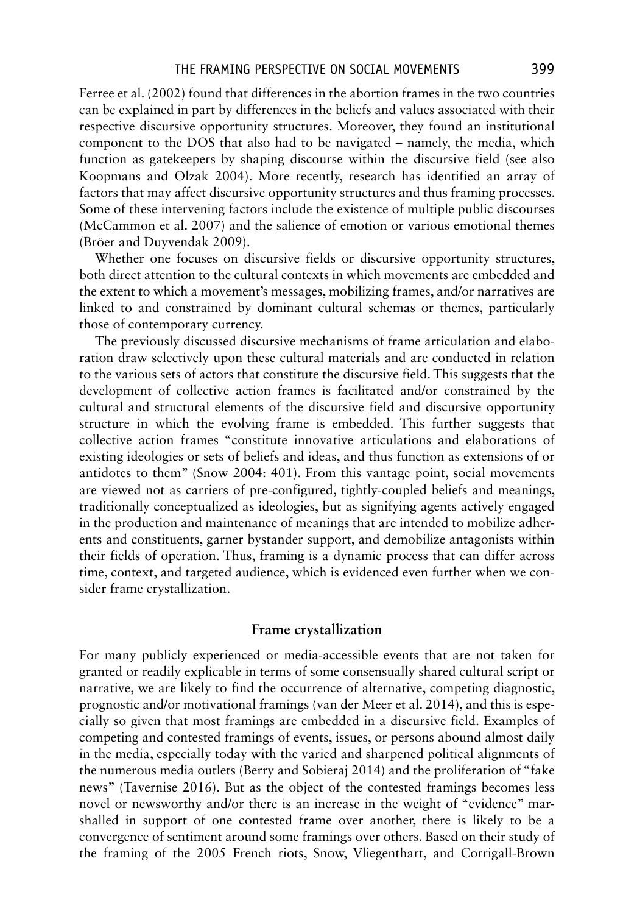Ferree et al. (2002) found that differences in the abortion frames in the two countries can be explained in part by differences in the beliefs and values associated with their respective discursive opportunity structures. Moreover, they found an institutional component to the DOS that also had to be navigated – namely, the media, which function as gatekeepers by shaping discourse within the discursive field (see also Koopmans and Olzak 2004). More recently, research has identified an array of factors that may affect discursive opportunity structures and thus framing processes. Some of these intervening factors include the existence of multiple public discourses (McCammon et al. 2007) and the salience of emotion or various emotional themes (Bröer and Duyvendak 2009).

Whether one focuses on discursive fields or discursive opportunity structures, both direct attention to the cultural contexts in which movements are embedded and the extent to which a movement's messages, mobilizing frames, and/or narratives are linked to and constrained by dominant cultural schemas or themes, particularly those of contemporary currency.

The previously discussed discursive mechanisms of frame articulation and elaboration draw selectively upon these cultural materials and are conducted in relation to the various sets of actors that constitute the discursive field. This suggests that the development of collective action frames is facilitated and/or constrained by the cultural and structural elements of the discursive field and discursive opportunity structure in which the evolving frame is embedded. This further suggests that collective action frames "constitute innovative articulations and elaborations of existing ideologies or sets of beliefs and ideas, and thus function as extensions of or antidotes to them" (Snow 2004: 401). From this vantage point, social movements are viewed not as carriers of pre-configured, tightly-coupled beliefs and meanings, traditionally conceptualized as ideologies, but as signifying agents actively engaged in the production and maintenance of meanings that are intended to mobilize adherents and constituents, garner bystander support, and demobilize antagonists within their fields of operation. Thus, framing is a dynamic process that can differ across time, context, and targeted audience, which is evidenced even further when we consider frame crystallization.

### Frame crystallization

For many publicly experienced or media-accessible events that are not taken for granted or readily explicable in terms of some consensually shared cultural script or narrative, we are likely to find the occurrence of alternative, competing diagnostic, prognostic and/or motivational framings (van der Meer et al. 2014), and this is especially so given that most framings are embedded in a discursive field. Examples of competing and contested framings of events, issues, or persons abound almost daily in the media, especially today with the varied and sharpened political alignments of the numerous media outlets (Berry and Sobieraj 2014) and the proliferation of "fake news" (Tavernise 2016). But as the object of the contested framings becomes less novel or newsworthy and/or there is an increase in the weight of "evidence" marshalled in support of one contested frame over another, there is likely to be a convergence of sentiment around some framings over others. Based on their study of the framing of the 2005 French riots, Snow, Vliegenthart, and Corrigall-Brown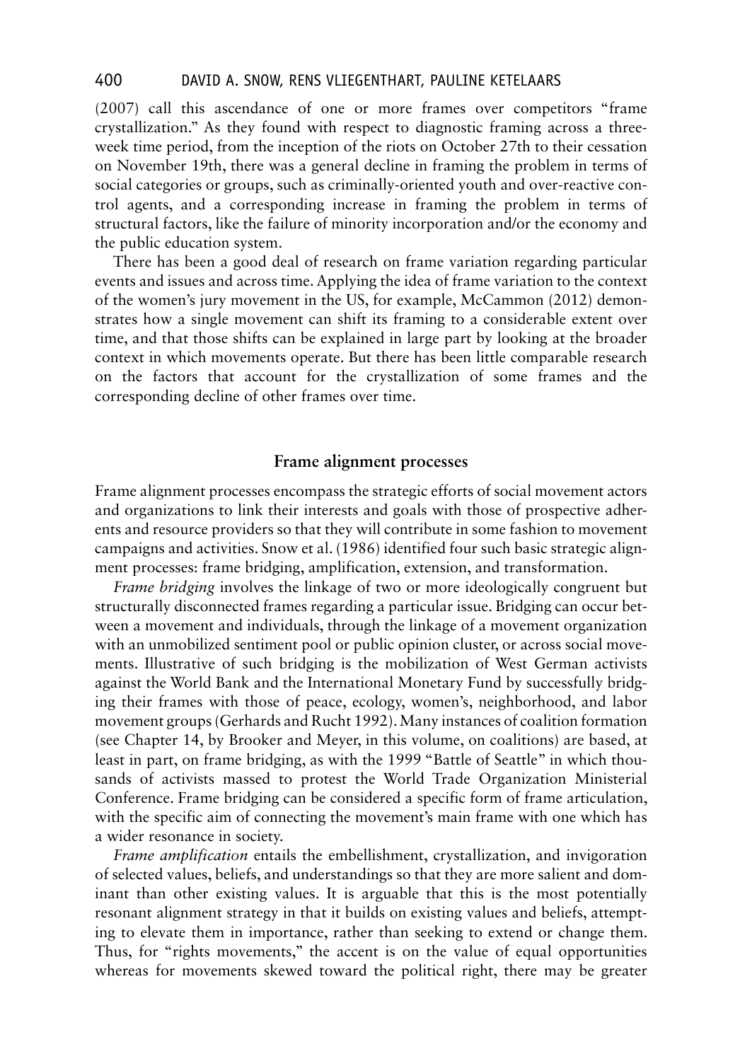(2007) call this ascendance of one or more frames over competitors "frame crystallization." As they found with respect to diagnostic framing across a three-week time period, from the inception of the riots on October 27th to their cessation on November 19th, there was a general decline in framing the problem in terms of social categories or groups, such as criminally-oriented youth and over-reactive control agents, and a corresponding increase in framing the problem in terms of structural factors, like the failure of minority incorporation and/or the economy and the public education system.

There has been a good deal of research on frame variation regarding particular events and issues and across time. Applying the idea of frame variation to the context of the women's jury movement in the US, for example, McCammon (2012) demonstrates how a single movement can shift its framing to a considerable extent over time, and that those shifts can be explained in large part by looking at the broader context in which movements operate. But there has been little comparable research on the factors that account for the crystallization of some frames and the corresponding decline of other frames over time.

## Frame alignment processes

Frame alignment processes encompass the strategic efforts of social movement actors and organizations to link their interests and goals with those of prospective adherents and resource providers so that they will contribute in some fashion to movement campaigns and activities. Snow et al. (1986) identified four such basic strategic alignment processes: frame bridging, amplification, extension, and transformation.

*Frame bridging* involves the linkage of two or more ideologically congruent but structurally disconnected frames regarding a particular issue. Bridging can occur between a movement and individuals, through the linkage of a movement organization with an unmobilized sentiment pool or public opinion cluster, or across social movements. Illustrative of such bridging is the mobilization of West German activists against the World Bank and the International Monetary Fund by successfully bridging their frames with those of peace, ecology, women's, neighborhood, and labor movement groups (Gerhards and Rucht 1992). Many instances of coalition formation (see Chapter 14, by Brooker and Meyer, in this volume, on coalitions) are based, at least in part, on frame bridging, as with the 1999 "Battle of Seattle" in which thousands of activists massed to protest the World Trade Organization Ministerial Conference. Frame bridging can be considered a specific form of frame articulation, with the specific aim of connecting the movement's main frame with one which has a wider resonance in society.

*Frame amplification* entails the embellishment, crystallization, and invigoration of selected values, beliefs, and understandings so that they are more salient and dominant than other existing values. It is arguable that this is the most potentially resonant alignment strategy in that it builds on existing values and beliefs, attempting to elevate them in importance, rather than seeking to extend or change them. Thus, for "rights movements," the accent is on the value of equal opportunities whereas for movements skewed toward the political right, there may be greater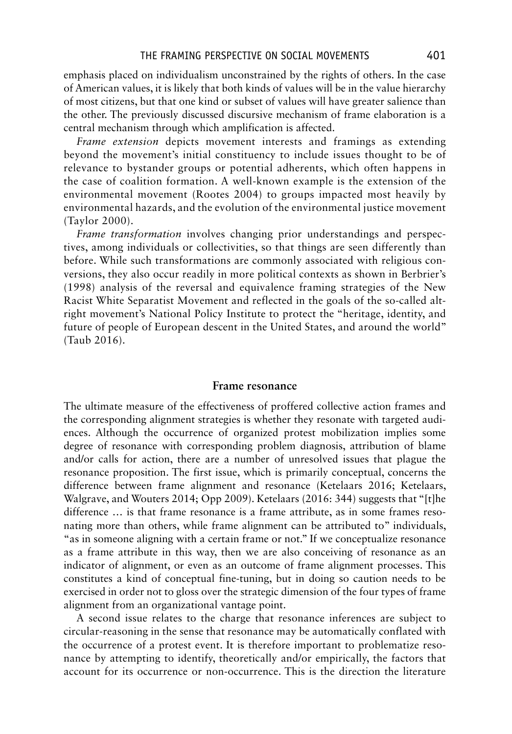emphasis placed on individualism unconstrained by the rights of others. In the case of American values, it is likely that both kinds of values will be in the value hierarchy of most citizens, but that one kind or subset of values will have greater salience than the other. The previously discussed discursive mechanism of frame elaboration is a central mechanism through which amplification is affected.

*Frame extension* depicts movement interests and framings as extending beyond the movement's initial constituency to include issues thought to be of relevance to bystander groups or potential adherents, which often happens in the case of coalition formation. A well-known example is the extension of the environmental movement (Rootes 2004) to groups impacted most heavily by environmental hazards, and the evolution of the environmental justice movement (Taylor 2000).

*Frame transformation* involves changing prior understandings and perspectives, among individuals or collectivities, so that things are seen differently than before. While such transformations are commonly associated with religious conversions, they also occur readily in more political contexts as shown in Berbrier's (1998) analysis of the reversal and equivalence framing strategies of the New Racist White Separatist Movement and reflected in the goals of the so-called alt-right movement's National Policy Institute to protect the "heritage, identity, and future of people of European descent in the United States, and around the world" (Taub 2016).

## Frame resonance

The ultimate measure of the effectiveness of proffered collective action frames and the corresponding alignment strategies is whether they resonate with targeted audiences. Although the occurrence of organized protest mobilization implies some degree of resonance with corresponding problem diagnosis, attribution of blame and/or calls for action, there are a number of unresolved issues that plague the resonance proposition. The first issue, which is primarily conceptual, concerns the difference between frame alignment and resonance (Ketelaars 2016; Ketelaars, Walgrave, and Wouters 2014; Opp 2009). Ketelaars (2016: 344) suggests that "[t]he difference … is that frame resonance is a frame attribute, as in some frames resonating more than others, while frame alignment can be attributed to" individuals, "as in someone aligning with a certain frame or not." If we conceptualize resonance as a frame attribute in this way, then we are also conceiving of resonance as an indicator of alignment, or even as an outcome of frame alignment processes. This constitutes a kind of conceptual fine-tuning, but in doing so caution needs to be exercised in order not to gloss over the strategic dimension of the four types of frame alignment from an organizational vantage point.

A second issue relates to the charge that resonance inferences are subject to circular-reasoning in the sense that resonance may be automatically conflated with the occurrence of a protest event. It is therefore important to problematize resonance by attempting to identify, theoretically and/or empirically, the factors that account for its occurrence or non-occurrence. This is the direction the literature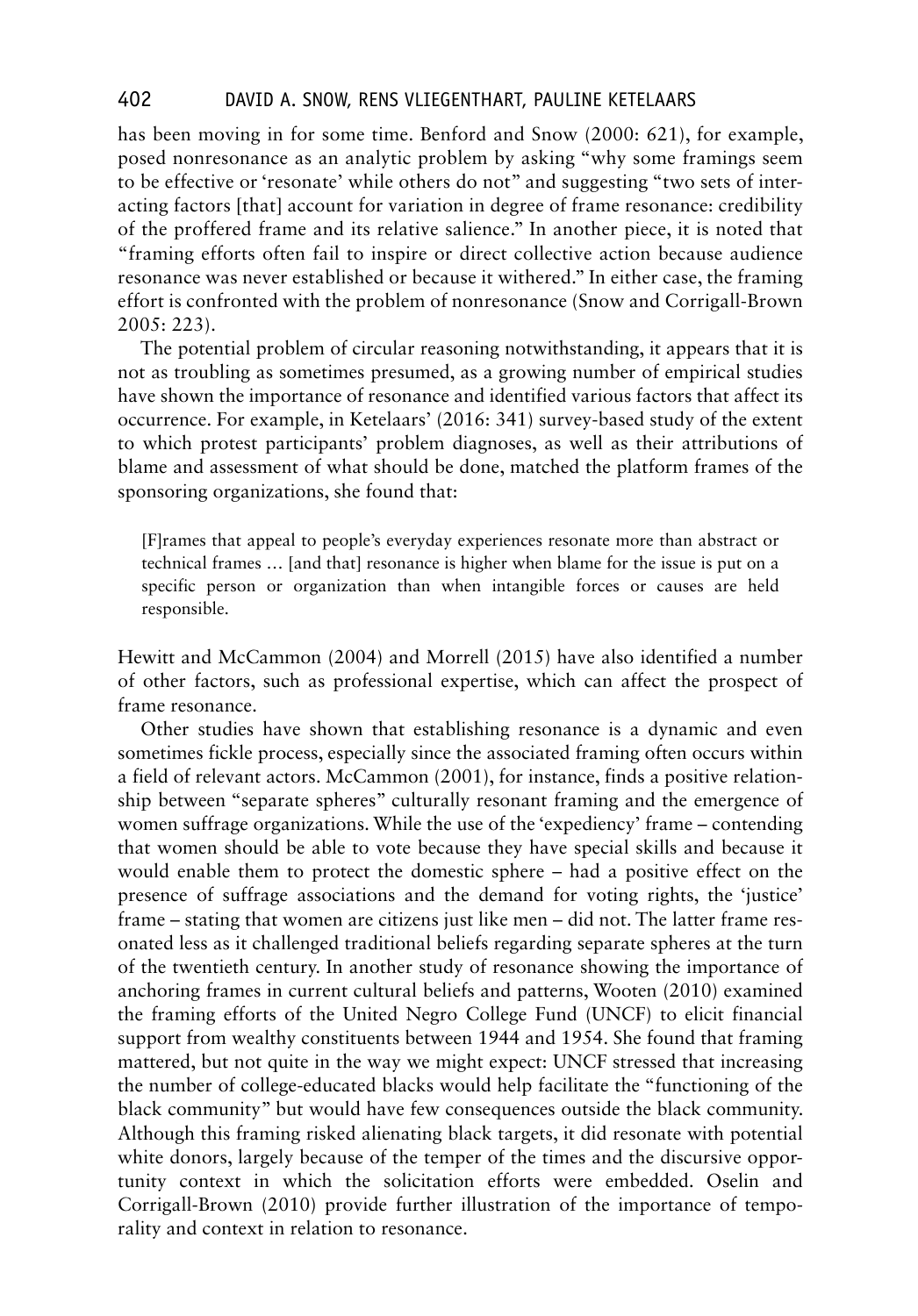has been moving in for some time. Benford and Snow (2000: 621), for example, posed nonresonance as an analytic problem by asking "why some framings seem to be effective or 'resonate' while others do not" and suggesting "two sets of interacting factors [that] account for variation in degree of frame resonance: credibility of the proffered frame and its relative salience." In another piece, it is noted that "framing efforts often fail to inspire or direct collective action because audience resonance was never established or because it withered." In either case, the framing effort is confronted with the problem of nonresonance (Snow and Corrigall-Brown 2005: 223).

The potential problem of circular reasoning notwithstanding, it appears that it is not as troubling as sometimes presumed, as a growing number of empirical studies have shown the importance of resonance and identified various factors that affect its occurrence. For example, in Ketelaars' (2016: 341) survey-based study of the extent to which protest participants' problem diagnoses, as well as their attributions of blame and assessment of what should be done, matched the platform frames of the sponsoring organizations, she found that:

> [F]rames that appeal to people's everyday experiences resonate more than abstract or technical frames … [and that] resonance is higher when blame for the issue is put on a specific person or organization than when intangible forces or causes are held responsible.

Hewitt and McCammon (2004) and Morrell (2015) have also identified a number of other factors, such as professional expertise, which can affect the prospect of frame resonance.

Other studies have shown that establishing resonance is a dynamic and even sometimes fickle process, especially since the associated framing often occurs within a field of relevant actors. McCammon (2001), for instance, finds a positive relationship between "separate spheres" culturally resonant framing and the emergence of women suffrage organizations. While the use of the 'expediency' frame – contending that women should be able to vote because they have special skills and because it would enable them to protect the domestic sphere – had a positive effect on the presence of suffrage associations and the demand for voting rights, the 'justice' frame – stating that women are citizens just like men – did not. The latter frame resonated less as it challenged traditional beliefs regarding separate spheres at the turn of the twentieth century. In another study of resonance showing the importance of anchoring frames in current cultural beliefs and patterns, Wooten (2010) examined the framing efforts of the United Negro College Fund (UNCF) to elicit financial support from wealthy constituents between 1944 and 1954. She found that framing mattered, but not quite in the way we might expect: UNCF stressed that increasing the number of college-educated blacks would help facilitate the "functioning of the black community" but would have few consequences outside the black community. Although this framing risked alienating black targets, it did resonate with potential white donors, largely because of the temper of the times and the discursive opportunity context in which the solicitation efforts were embedded. Oselin and Corrigall-Brown (2010) provide further illustration of the importance of temporality and context in relation to resonance.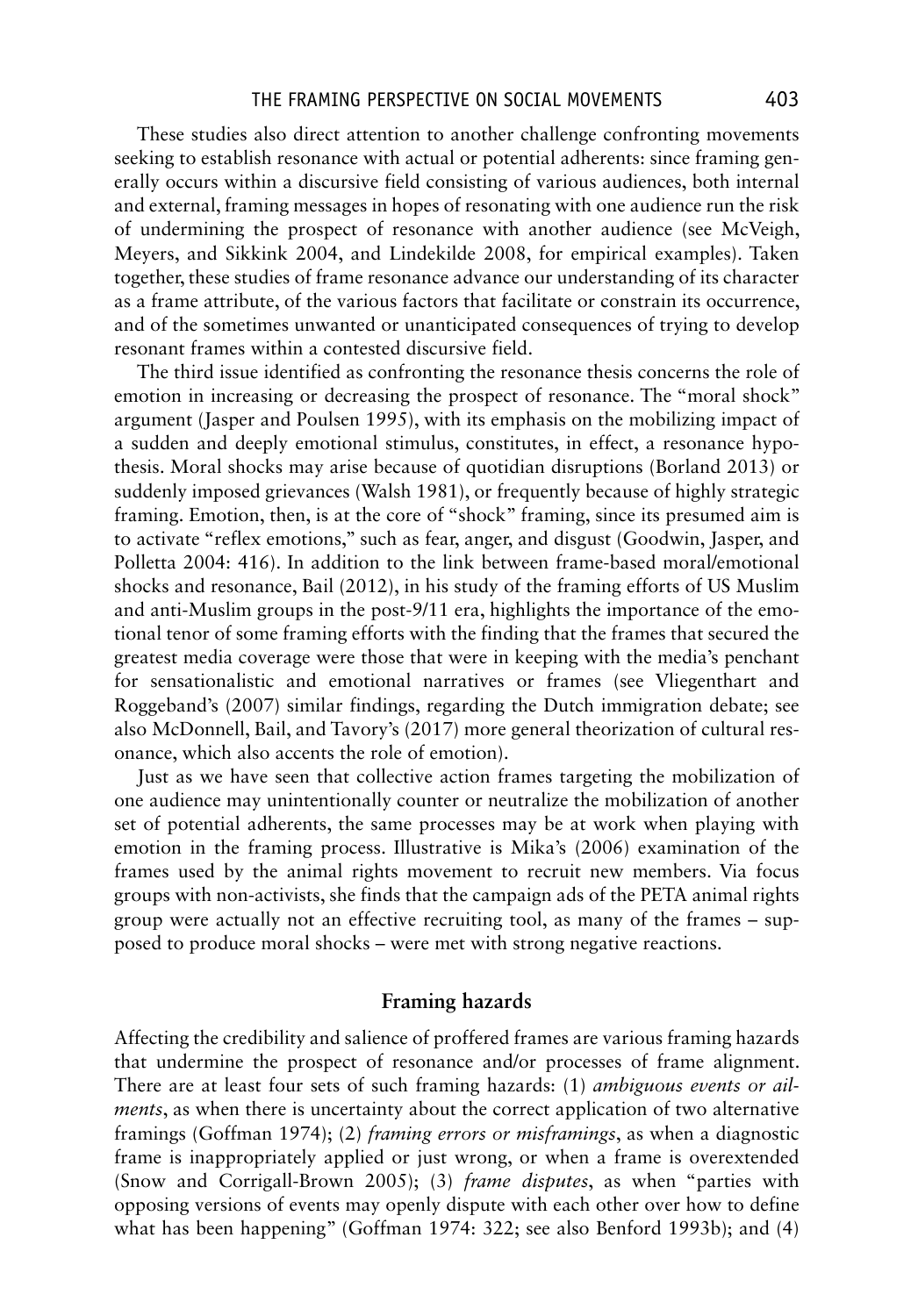These studies also direct attention to another challenge confronting movements seeking to establish resonance with actual or potential adherents: since framing generally occurs within a discursive field consisting of various audiences, both internal and external, framing messages in hopes of resonating with one audience run the risk of undermining the prospect of resonance with another audience (see McVeigh, Meyers, and Sikkink 2004, and Lindekilde 2008, for empirical examples). Taken together, these studies of frame resonance advance our understanding of its character as a frame attribute, of the various factors that facilitate or constrain its occurrence, and of the sometimes unwanted or unanticipated consequences of trying to develop resonant frames within a contested discursive field.

The third issue identified as confronting the resonance thesis concerns the role of emotion in increasing or decreasing the prospect of resonance. The "moral shock" argument (Jasper and Poulsen 1995), with its emphasis on the mobilizing impact of a sudden and deeply emotional stimulus, constitutes, in effect, a resonance hypothesis. Moral shocks may arise because of quotidian disruptions (Borland 2013) or suddenly imposed grievances (Walsh 1981), or frequently because of highly strategic framing. Emotion, then, is at the core of "shock" framing, since its presumed aim is to activate "reflex emotions," such as fear, anger, and disgust (Goodwin, Jasper, and Polletta 2004: 416). In addition to the link between frame-based moral/emotional shocks and resonance, Bail (2012), in his study of the framing efforts of US Muslim and anti-Muslim groups in the post-9/11 era, highlights the importance of the emotional tenor of some framing efforts with the finding that the frames that secured the greatest media coverage were those that were in keeping with the media's penchant for sensationalistic and emotional narratives or frames (see Vliegenthart and Roggeband's (2007) similar findings, regarding the Dutch immigration debate; see also McDonnell, Bail, and Tavory's (2017) more general theorization of cultural resonance, which also accents the role of emotion).

Just as we have seen that collective action frames targeting the mobilization of one audience may unintentionally counter or neutralize the mobilization of another set of potential adherents, the same processes may be at work when playing with emotion in the framing process. Illustrative is Mika's (2006) examination of the frames used by the animal rights movement to recruit new members. Via focus groups with non-activists, she finds that the campaign ads of the PETA animal rights group were actually not an effective recruiting tool, as many of the frames – supposed to produce moral shocks – were met with strong negative reactions.

## Framing hazards

Affecting the credibility and salience of proffered frames are various framing hazards that undermine the prospect of resonance and/or processes of frame alignment. There are at least four sets of such framing hazards: (1) *ambiguous events or ailments*, as when there is uncertainty about the correct application of two alternative framings (Goffman 1974); (2) *framing errors or misframings*, as when a diagnostic frame is inappropriately applied or just wrong, or when a frame is overextended (Snow and Corrigall-Brown 2005); (3) *frame disputes*, as when "parties with opposing versions of events may openly dispute with each other over how to define what has been happening" (Goffman 1974: 322; see also Benford 1993b); and (4)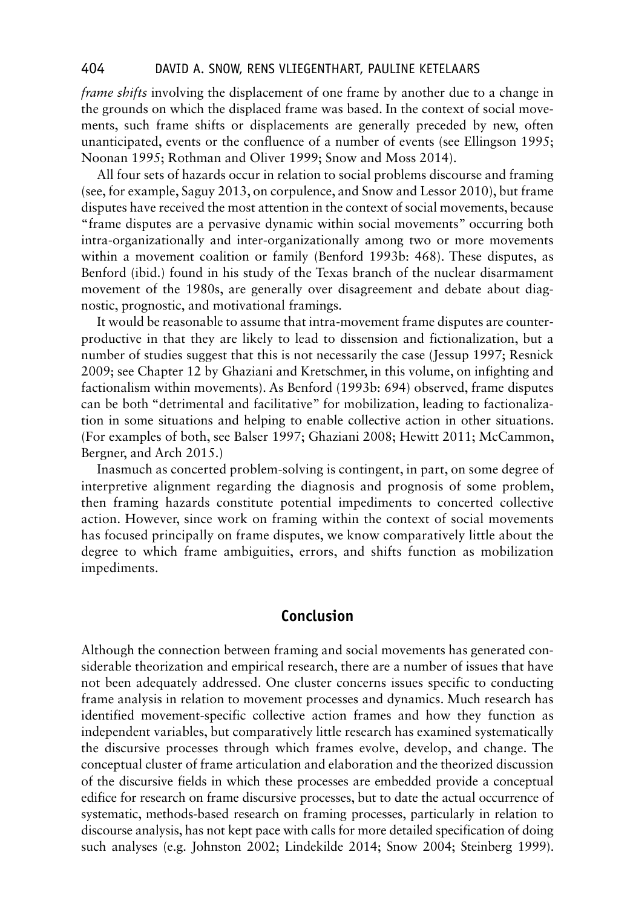*frame shifts* involving the displacement of one frame by another due to a change in the grounds on which the displaced frame was based. In the context of social movements, such frame shifts or displacements are generally preceded by new, often unanticipated, events or the confluence of a number of events (see Ellingson 1995; Noonan 1995; Rothman and Oliver 1999; Snow and Moss 2014).

All four sets of hazards occur in relation to social problems discourse and framing (see, for example, Saguy 2013, on corpulence, and Snow and Lessor 2010), but frame disputes have received the most attention in the context of social movements, because "frame disputes are a pervasive dynamic within social movements" occurring both intra-organizationally and inter-organizationally among two or more movements within a movement coalition or family (Benford 1993b: 468). These disputes, as Benford (ibid.) found in his study of the Texas branch of the nuclear disarmament movement of the 1980s, are generally over disagreement and debate about diagnostic, prognostic, and motivational framings.

It would be reasonable to assume that intra-movement frame disputes are counterproductive in that they are likely to lead to dissension and fictionalization, but a number of studies suggest that this is not necessarily the case (Jessup 1997; Resnick 2009; see Chapter 12 by Ghaziani and Kretschmer, in this volume, on infighting and factionalism within movements). As Benford (1993b: 694) observed, frame disputes can be both "detrimental and facilitative" for mobilization, leading to factionalization in some situations and helping to enable collective action in other situations. (For examples of both, see Balser 1997; Ghaziani 2008; Hewitt 2011; McCammon, Bergner, and Arch 2015.)

Inasmuch as concerted problem-solving is contingent, in part, on some degree of interpretive alignment regarding the diagnosis and prognosis of some problem, then framing hazards constitute potential impediments to concerted collective action. However, since work on framing within the context of social movements has focused principally on frame disputes, we know comparatively little about the degree to which frame ambiguities, errors, and shifts function as mobilization impediments.

## Conclusion

Although the connection between framing and social movements has generated considerable theorization and empirical research, there are a number of issues that have not been adequately addressed. One cluster concerns issues specific to conducting frame analysis in relation to movement processes and dynamics. Much research has identified movement-specific collective action frames and how they function as independent variables, but comparatively little research has examined systematically the discursive processes through which frames evolve, develop, and change. The conceptual cluster of frame articulation and elaboration and the theorized discussion of the discursive fields in which these processes are embedded provide a conceptual edifice for research on frame discursive processes, but to date the actual occurrence of systematic, methods-based research on framing processes, particularly in relation to discourse analysis, has not kept pace with calls for more detailed specification of doing such analyses (e.g. Johnston 2002; Lindekilde 2014; Snow 2004; Steinberg 1999).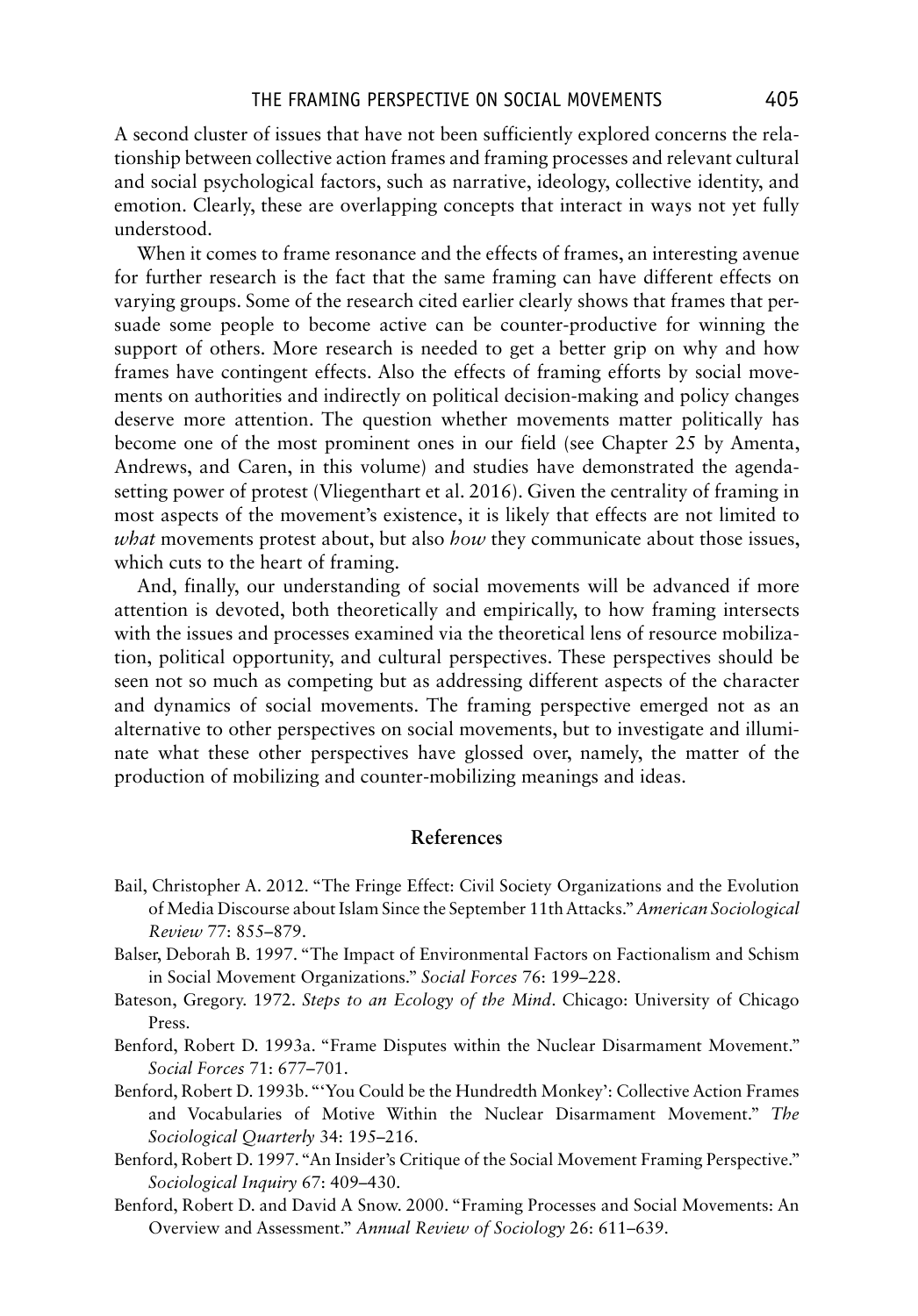A second cluster of issues that have not been sufficiently explored concerns the relationship between collective action frames and framing processes and relevant cultural and social psychological factors, such as narrative, ideology, collective identity, and emotion. Clearly, these are overlapping concepts that interact in ways not yet fully understood.

When it comes to frame resonance and the effects of frames, an interesting avenue for further research is the fact that the same framing can have different effects on varying groups. Some of the research cited earlier clearly shows that frames that persuade some people to become active can be counter-productive for winning the support of others. More research is needed to get a better grip on why and how frames have contingent effects. Also the effects of framing efforts by social movements on authorities and indirectly on political decision-making and policy changes deserve more attention. The question whether movements matter politically has become one of the most prominent ones in our field (see Chapter 25 by Amenta, Andrews, and Caren, in this volume) and studies have demonstrated the agenda-setting power of protest (Vliegenthart et al. 2016). Given the centrality of framing in most aspects of the movement's existence, it is likely that effects are not limited to *what* movements protest about, but also *how* they communicate about those issues, which cuts to the heart of framing.

And, finally, our understanding of social movements will be advanced if more attention is devoted, both theoretically and empirically, to how framing intersects with the issues and processes examined via the theoretical lens of resource mobilization, political opportunity, and cultural perspectives. These perspectives should be seen not so much as competing but as addressing different aspects of the character and dynamics of social movements. The framing perspective emerged not as an alternative to other perspectives on social movements, but to investigate and illuminate what these other perspectives have glossed over, namely, the matter of the production of mobilizing and counter-mobilizing meanings and ideas.

## References

Bail, Christopher A. 2012. "The Fringe Effect: Civil Society Organizations and the Evolution of Media Discourse about Islam Since the September 11th Attacks." *American Sociological Review* 77: 855–879.

Balser, Deborah B. 1997. "The Impact of Environmental Factors on Factionalism and Schism in Social Movement Organizations." *Social Forces* 76: 199–228.

Bateson, Gregory. 1972. *Steps to an Ecology of the Mind*. Chicago: University of Chicago Press.

Benford, Robert D. 1993a. "Frame Disputes within the Nuclear Disarmament Movement." *Social Forces* 71: 677–701.

Benford, Robert D. 1993b. "'You Could be the Hundredth Monkey': Collective Action Frames and Vocabularies of Motive Within the Nuclear Disarmament Movement." *The Sociological Quarterly* 34: 195–216.

Benford, Robert D. 1997. "An Insider's Critique of the Social Movement Framing Perspective." *Sociological Inquiry* 67: 409–430.

Benford, Robert D. and David A Snow. 2000. "Framing Processes and Social Movements: An Overview and Assessment." *Annual Review of Sociology* 26: 611–639.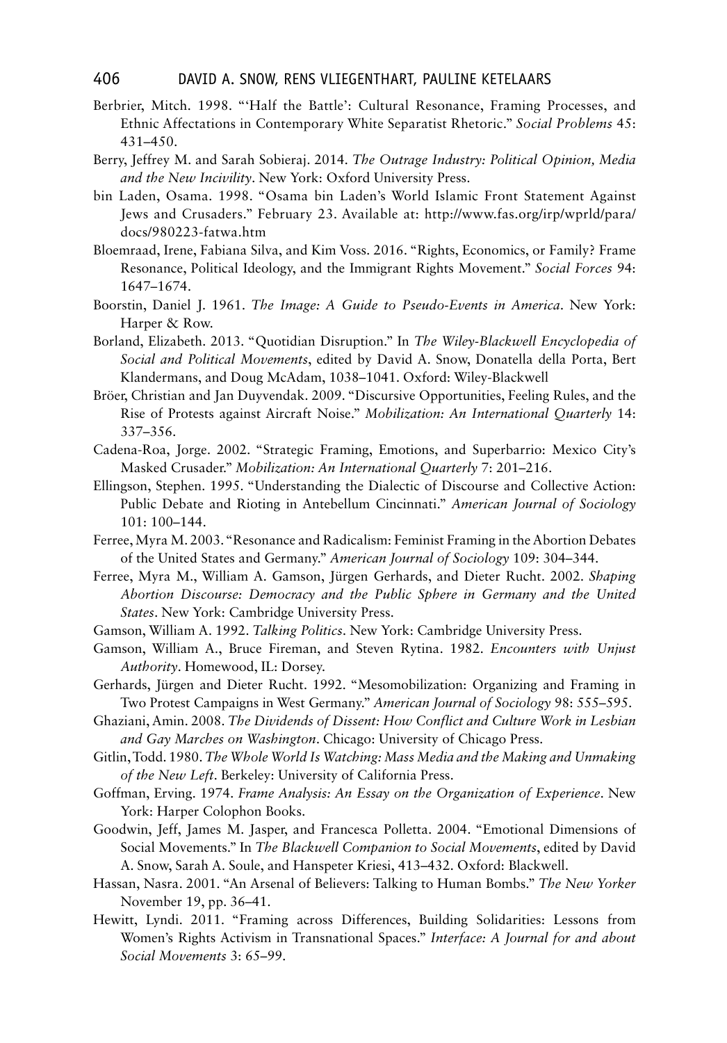Berbrier, Mitch. 1998. "'Half the Battle': Cultural Resonance, Framing Processes, and Ethnic Affectations in Contemporary White Separatist Rhetoric." *Social Problems* 45: 431–450.

Berry, Jeffrey M. and Sarah Sobieraj. 2014. *The Outrage Industry: Political Opinion, Media and the New Incivility*. New York: Oxford University Press.

bin Laden, Osama. 1998. "Osama bin Laden's World Islamic Front Statement Against Jews and Crusaders." February 23. Available at: http://www.fas.org/irp/wprld/para/docs/980223-fatwa.htm

Bloemraad, Irene, Fabiana Silva, and Kim Voss. 2016. "Rights, Economics, or Family? Frame Resonance, Political Ideology, and the Immigrant Rights Movement." *Social Forces* 94: 1647–1674.

Boorstin, Daniel J. 1961. *The Image: A Guide to Pseudo-Events in America*. New York: Harper & Row.

Borland, Elizabeth. 2013. "Quotidian Disruption." In *The Wiley-Blackwell Encyclopedia of Social and Political Movements*, edited by David A. Snow, Donatella della Porta, Bert Klandermans, and Doug McAdam, 1038–1041. Oxford: Wiley-Blackwell

Bröer, Christian and Jan Duyvendak. 2009. "Discursive Opportunities, Feeling Rules, and the Rise of Protests against Aircraft Noise." *Mobilization: An International Quarterly* 14: 337–356.

Cadena-Roa, Jorge. 2002. "Strategic Framing, Emotions, and Superbarrio: Mexico City's Masked Crusader." *Mobilization: An International Quarterly* 7: 201–216.

Ellingson, Stephen. 1995. "Understanding the Dialectic of Discourse and Collective Action: Public Debate and Rioting in Antebellum Cincinnati." *American Journal of Sociology* 101: 100–144.

Ferree, Myra M. 2003. "Resonance and Radicalism: Feminist Framing in the Abortion Debates of the United States and Germany." *American Journal of Sociology* 109: 304–344.

Ferree, Myra M., William A. Gamson, Jürgen Gerhards, and Dieter Rucht. 2002. *Shaping Abortion Discourse: Democracy and the Public Sphere in Germany and the United States*. New York: Cambridge University Press.

Gamson, William A. 1992. *Talking Politics*. New York: Cambridge University Press.

Gamson, William A., Bruce Fireman, and Steven Rytina. 1982. *Encounters with Unjust Authority*. Homewood, IL: Dorsey.

Gerhards, Jürgen and Dieter Rucht. 1992. "Mesomobilization: Organizing and Framing in Two Protest Campaigns in West Germany." *American Journal of Sociology* 98: 555–595.

Ghaziani, Amin. 2008. *The Dividends of Dissent: How Conflict and Culture Work in Lesbian and Gay Marches on Washington*. Chicago: University of Chicago Press.

Gitlin, Todd. 1980. *The Whole World Is Watching: Mass Media and the Making and Unmaking of the New Left*. Berkeley: University of California Press.

Goffman, Erving. 1974. *Frame Analysis: An Essay on the Organization of Experience*. New York: Harper Colophon Books.

Goodwin, Jeff, James M. Jasper, and Francesca Polletta. 2004. "Emotional Dimensions of Social Movements." In *The Blackwell Companion to Social Movements*, edited by David A. Snow, Sarah A. Soule, and Hanspeter Kriesi, 413–432. Oxford: Blackwell.

Hassan, Nasra. 2001. "An Arsenal of Believers: Talking to Human Bombs." *The New Yorker* November 19, pp. 36–41.

Hewitt, Lyndi. 2011. "Framing across Differences, Building Solidarities: Lessons from Women's Rights Activism in Transnational Spaces." *Interface: A Journal for and about Social Movements* 3: 65–99.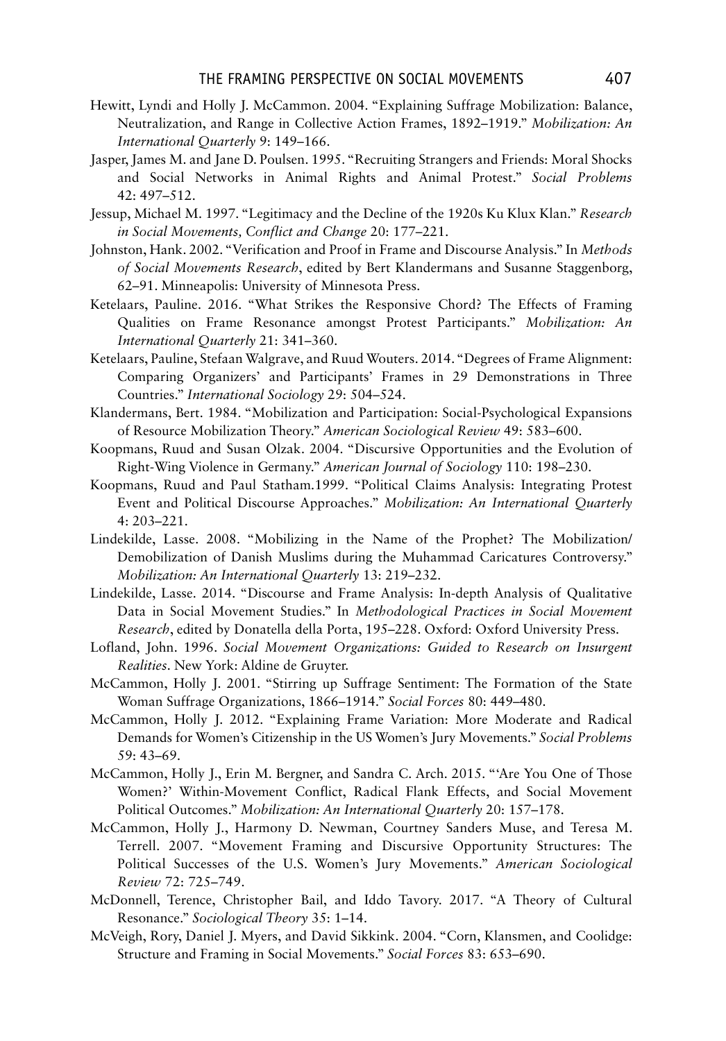Hewitt, Lyndi and Holly J. McCammon. 2004. "Explaining Suffrage Mobilization: Balance, Neutralization, and Range in Collective Action Frames, 1892–1919." *Mobilization: An International Quarterly* 9: 149–166.

Jasper, James M. and Jane D. Poulsen. 1995. "Recruiting Strangers and Friends: Moral Shocks and Social Networks in Animal Rights and Animal Protest." *Social Problems* 42: 497–512.

Jessup, Michael M. 1997. "Legitimacy and the Decline of the 1920s Ku Klux Klan." *Research in Social Movements, Conflict and Change* 20: 177–221.

Johnston, Hank. 2002. "Verification and Proof in Frame and Discourse Analysis." In *Methods of Social Movements Research*, edited by Bert Klandermans and Susanne Staggenborg, 62–91. Minneapolis: University of Minnesota Press.

Ketelaars, Pauline. 2016. "What Strikes the Responsive Chord? The Effects of Framing Qualities on Frame Resonance amongst Protest Participants." *Mobilization: An International Quarterly* 21: 341–360.

Ketelaars, Pauline, Stefaan Walgrave, and Ruud Wouters. 2014. "Degrees of Frame Alignment: Comparing Organizers' and Participants' Frames in 29 Demonstrations in Three Countries." *International Sociology* 29: 504–524.

Klandermans, Bert. 1984. "Mobilization and Participation: Social-Psychological Expansions of Resource Mobilization Theory." *American Sociological Review* 49: 583–600.

Koopmans, Ruud and Susan Olzak. 2004. "Discursive Opportunities and the Evolution of Right-Wing Violence in Germany." *American Journal of Sociology* 110: 198–230.

Koopmans, Ruud and Paul Statham.1999. "Political Claims Analysis: Integrating Protest Event and Political Discourse Approaches." *Mobilization: An International Quarterly* 4: 203–221.

Lindekilde, Lasse. 2008. "Mobilizing in the Name of the Prophet? The Mobilization/Demobilization of Danish Muslims during the Muhammad Caricatures Controversy." *Mobilization: An International Quarterly* 13: 219–232.

Lindekilde, Lasse. 2014. "Discourse and Frame Analysis: In-depth Analysis of Qualitative Data in Social Movement Studies." In *Methodological Practices in Social Movement Research*, edited by Donatella della Porta, 195–228. Oxford: Oxford University Press.

Lofland, John. 1996. *Social Movement Organizations: Guided to Research on Insurgent Realities*. New York: Aldine de Gruyter.

McCammon, Holly J. 2001. "Stirring up Suffrage Sentiment: The Formation of the State Woman Suffrage Organizations, 1866–1914." *Social Forces* 80: 449–480.

McCammon, Holly J. 2012. "Explaining Frame Variation: More Moderate and Radical Demands for Women's Citizenship in the US Women's Jury Movements." *Social Problems* 59: 43–69.

McCammon, Holly J., Erin M. Bergner, and Sandra C. Arch. 2015. "'Are You One of Those Women?' Within-Movement Conflict, Radical Flank Effects, and Social Movement Political Outcomes." *Mobilization: An International Quarterly* 20: 157–178.

McCammon, Holly J., Harmony D. Newman, Courtney Sanders Muse, and Teresa M. Terrell. 2007. "Movement Framing and Discursive Opportunity Structures: The Political Successes of the U.S. Women's Jury Movements." *American Sociological Review* 72: 725–749.

McDonnell, Terence, Christopher Bail, and Iddo Tavory. 2017. "A Theory of Cultural Resonance." *Sociological Theory* 35: 1–14.

McVeigh, Rory, Daniel J. Myers, and David Sikkink. 2004. "Corn, Klansmen, and Coolidge: Structure and Framing in Social Movements." *Social Forces* 83: 653–690.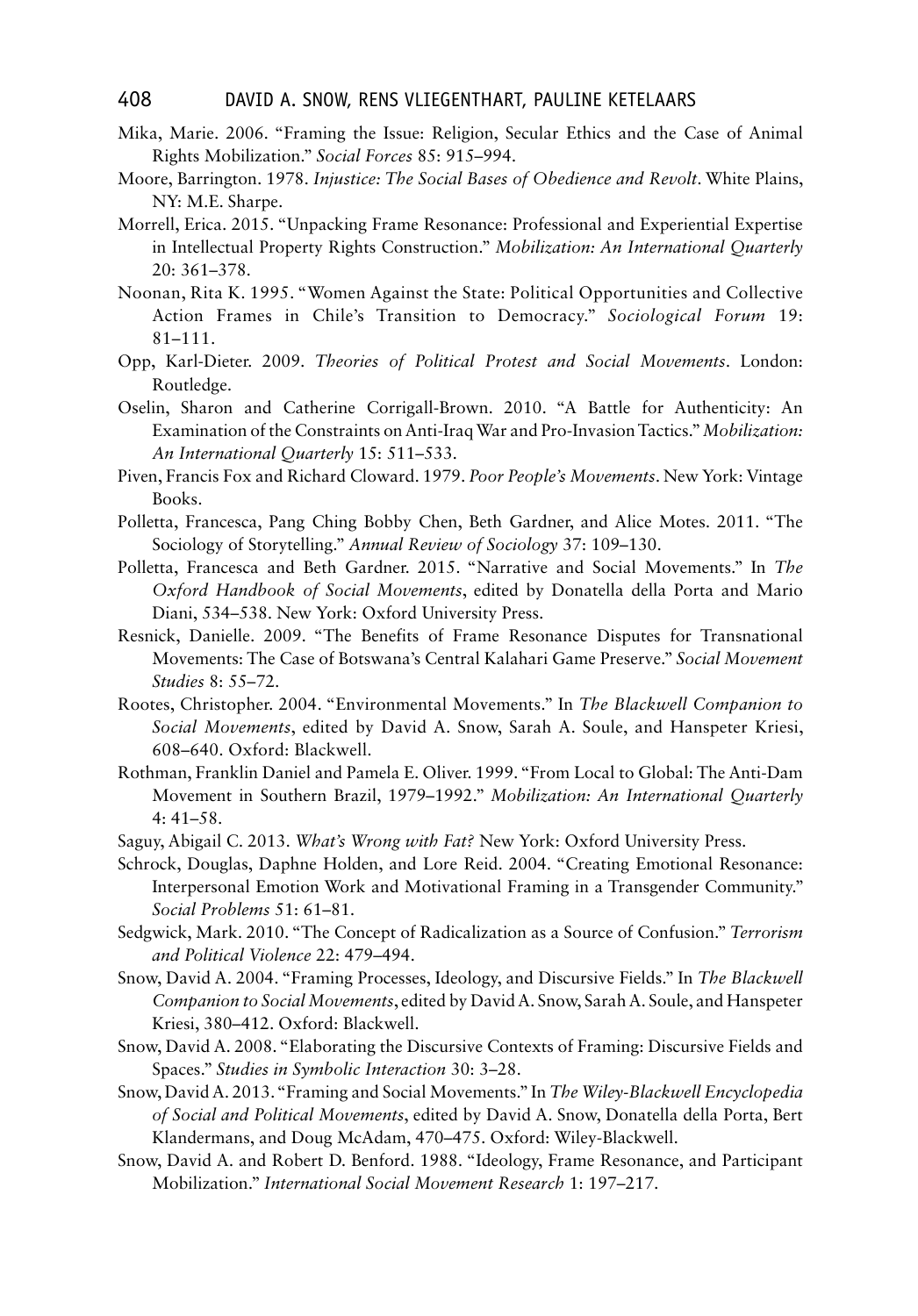Mika, Marie. 2006. "Framing the Issue: Religion, Secular Ethics and the Case of Animal Rights Mobilization." *Social Forces* 85: 915–994.

Moore, Barrington. 1978. *Injustice: The Social Bases of Obedience and Revolt*. White Plains, NY: M.E. Sharpe.

Morrell, Erica. 2015. "Unpacking Frame Resonance: Professional and Experiential Expertise in Intellectual Property Rights Construction." *Mobilization: An International Quarterly* 20: 361–378.

Noonan, Rita K. 1995. "Women Against the State: Political Opportunities and Collective Action Frames in Chile's Transition to Democracy." *Sociological Forum* 19: 81–111.

Opp, Karl-Dieter. 2009. *Theories of Political Protest and Social Movements*. London: Routledge.

Oselin, Sharon and Catherine Corrigall-Brown. 2010. "A Battle for Authenticity: An Examination of the Constraints on Anti-Iraq War and Pro-Invasion Tactics." *Mobilization: An International Quarterly* 15: 511–533.

Piven, Francis Fox and Richard Cloward. 1979. *Poor People's Movements*. New York: Vintage Books.

Polletta, Francesca, Pang Ching Bobby Chen, Beth Gardner, and Alice Motes. 2011. "The Sociology of Storytelling." *Annual Review of Sociology* 37: 109–130.

Polletta, Francesca and Beth Gardner. 2015. "Narrative and Social Movements." In *The Oxford Handbook of Social Movements*, edited by Donatella della Porta and Mario Diani, 534–538. New York: Oxford University Press.

Resnick, Danielle. 2009. "The Benefits of Frame Resonance Disputes for Transnational Movements: The Case of Botswana's Central Kalahari Game Preserve." *Social Movement Studies* 8: 55–72.

Rootes, Christopher. 2004. "Environmental Movements." In *The Blackwell Companion to Social Movements*, edited by David A. Snow, Sarah A. Soule, and Hanspeter Kriesi, 608–640. Oxford: Blackwell.

Rothman, Franklin Daniel and Pamela E. Oliver. 1999. "From Local to Global: The Anti-Dam Movement in Southern Brazil, 1979–1992." *Mobilization: An International Quarterly* 4: 41–58.

Saguy, Abigail C. 2013. *What's Wrong with Fat?* New York: Oxford University Press.

Schrock, Douglas, Daphne Holden, and Lore Reid. 2004. "Creating Emotional Resonance: Interpersonal Emotion Work and Motivational Framing in a Transgender Community." *Social Problems* 51: 61–81.

Sedgwick, Mark. 2010. "The Concept of Radicalization as a Source of Confusion." *Terrorism and Political Violence* 22: 479–494.

Snow, David A. 2004. "Framing Processes, Ideology, and Discursive Fields." In *The Blackwell Companion to Social Movements*, edited by David A. Snow, Sarah A. Soule, and Hanspeter Kriesi, 380–412. Oxford: Blackwell.

Snow, David A. 2008. "Elaborating the Discursive Contexts of Framing: Discursive Fields and Spaces." *Studies in Symbolic Interaction* 30: 3–28.

Snow, David A. 2013. "Framing and Social Movements." In *The Wiley-Blackwell Encyclopedia of Social and Political Movements*, edited by David A. Snow, Donatella della Porta, Bert Klandermans, and Doug McAdam, 470–475. Oxford: Wiley-Blackwell.

Snow, David A. and Robert D. Benford. 1988. "Ideology, Frame Resonance, and Participant Mobilization." *International Social Movement Research* 1: 197–217.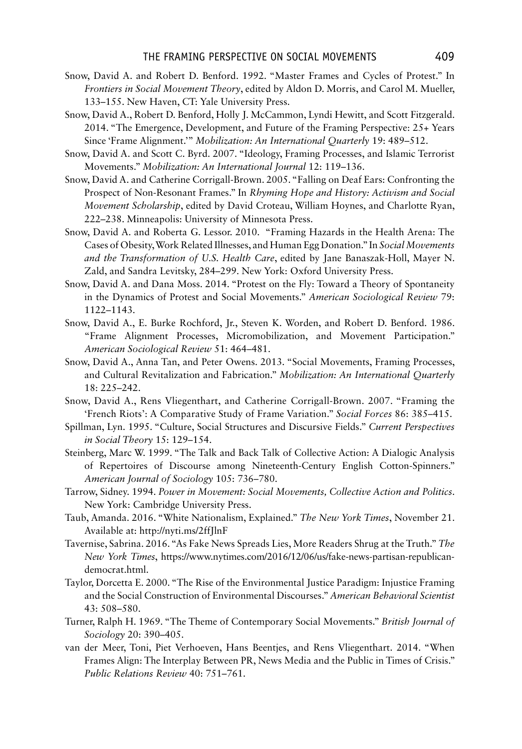Snow, David A. and Robert D. Benford. 1992. "Master Frames and Cycles of Protest." In *Frontiers in Social Movement Theory*, edited by Aldon D. Morris, and Carol M. Mueller, 133–155. New Haven, CT: Yale University Press.

Snow, David A., Robert D. Benford, Holly J. McCammon, Lyndi Hewitt, and Scott Fitzgerald. 2014. "The Emergence, Development, and Future of the Framing Perspective: 25+ Years Since 'Frame Alignment.'" *Mobilization: An International Quarterly* 19: 489–512.

Snow, David A. and Scott C. Byrd. 2007. "Ideology, Framing Processes, and Islamic Terrorist Movements." *Mobilization: An International Journal* 12: 119–136.

Snow, David A. and Catherine Corrigall-Brown. 2005. "Falling on Deaf Ears: Confronting the Prospect of Non-Resonant Frames." In *Rhyming Hope and History: Activism and Social Movement Scholarship*, edited by David Croteau, William Hoynes, and Charlotte Ryan, 222–238. Minneapolis: University of Minnesota Press.

Snow, David A. and Roberta G. Lessor. 2010. "Framing Hazards in the Health Arena: The Cases of Obesity, Work Related Illnesses, and Human Egg Donation." In *Social Movements and the Transformation of U.S. Health Care*, edited by Jane Banaszak-Holl, Mayer N. Zald, and Sandra Levitsky, 284–299. New York: Oxford University Press.

Snow, David A. and Dana Moss. 2014. "Protest on the Fly: Toward a Theory of Spontaneity in the Dynamics of Protest and Social Movements." *American Sociological Review* 79: 1122–1143.

Snow, David A., E. Burke Rochford, Jr., Steven K. Worden, and Robert D. Benford. 1986. "Frame Alignment Processes, Micromobilization, and Movement Participation." *American Sociological Review* 51: 464–481.

Snow, David A., Anna Tan, and Peter Owens. 2013. "Social Movements, Framing Processes, and Cultural Revitalization and Fabrication." *Mobilization: An International Quarterly* 18: 225–242.

Snow, David A., Rens Vliegenthart, and Catherine Corrigall-Brown. 2007. "Framing the 'French Riots': A Comparative Study of Frame Variation." *Social Forces* 86: 385–415.

Spillman, Lyn. 1995. "Culture, Social Structures and Discursive Fields." *Current Perspectives in Social Theory* 15: 129–154.

Steinberg, Marc W. 1999. "The Talk and Back Talk of Collective Action: A Dialogic Analysis of Repertoires of Discourse among Nineteenth-Century English Cotton-Spinners." *American Journal of Sociology* 105: 736–780.

Tarrow, Sidney. 1994. *Power in Movement: Social Movements, Collective Action and Politics*. New York: Cambridge University Press.

Taub, Amanda. 2016. "White Nationalism, Explained." *The New York Times*, November 21. Available at: http://nyti.ms/2ffJlnF

Tavernise, Sabrina. 2016. "As Fake News Spreads Lies, More Readers Shrug at the Truth." *The New York Times*, https://www.nytimes.com/2016/12/06/us/fake-news-partisan-republican-democrat.html.

Taylor, Dorcetta E. 2000. "The Rise of the Environmental Justice Paradigm: Injustice Framing and the Social Construction of Environmental Discourses." *American Behavioral Scientist* 43: 508–580.

Turner, Ralph H. 1969. "The Theme of Contemporary Social Movements." *British Journal of Sociology* 20: 390–405.

van der Meer, Toni, Piet Verhoeven, Hans Beentjes, and Rens Vliegenthart. 2014. "When Frames Align: The Interplay Between PR, News Media and the Public in Times of Crisis." *Public Relations Review* 40: 751–761.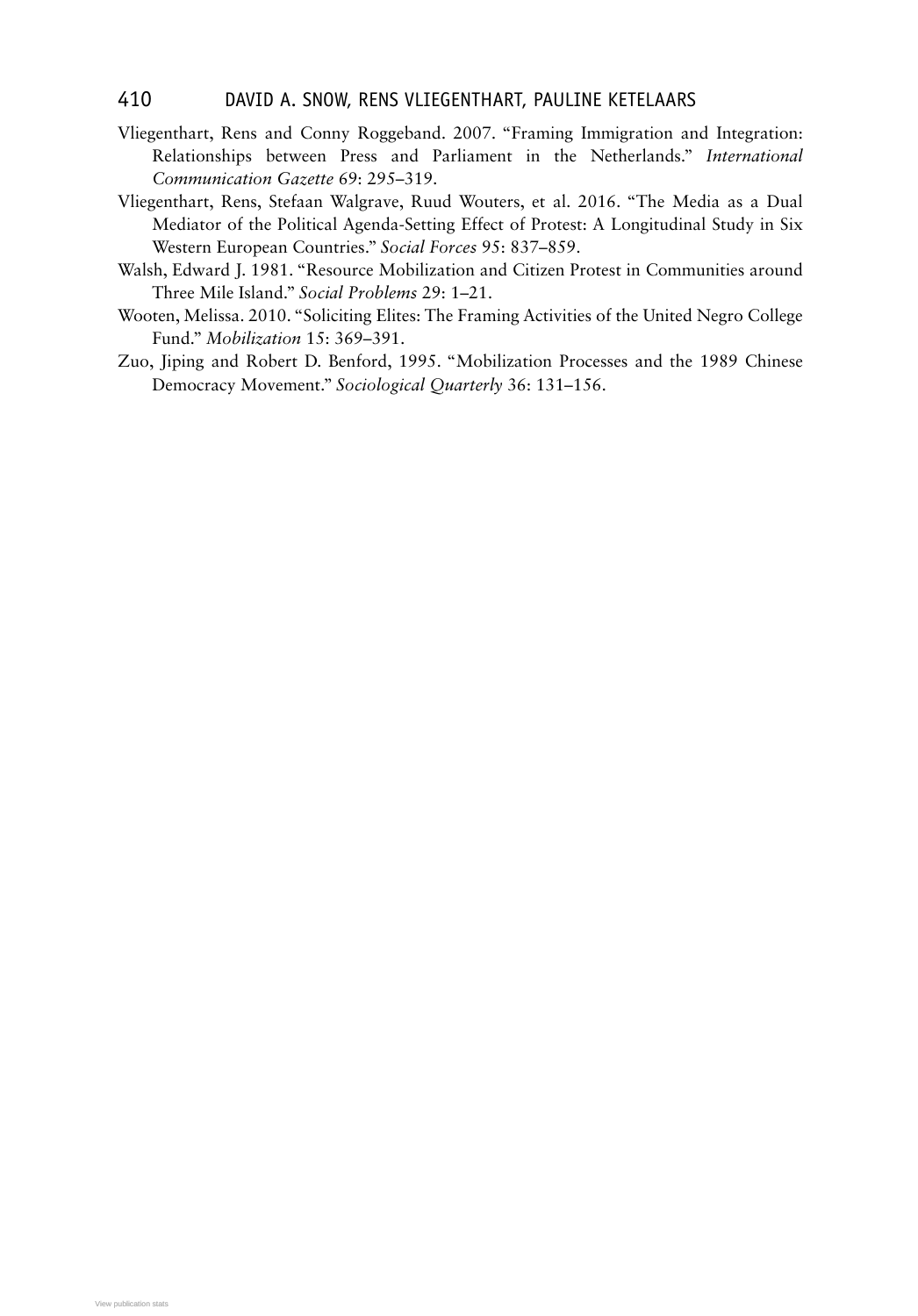Vliegenthart, Rens and Conny Roggeband. 2007. "Framing Immigration and Integration: Relationships between Press and Parliament in the Netherlands." *International Communication Gazette* 69: 295–319.

Vliegenthart, Rens, Stefaan Walgrave, Ruud Wouters, et al. 2016. "The Media as a Dual Mediator of the Political Agenda-Setting Effect of Protest: A Longitudinal Study in Six Western European Countries." *Social Forces* 95: 837–859.

Walsh, Edward J. 1981. "Resource Mobilization and Citizen Protest in Communities around Three Mile Island." *Social Problems* 29: 1–21.

Wooten, Melissa. 2010. "Soliciting Elites: The Framing Activities of the United Negro College Fund." *Mobilization* 15: 369–391.

Zuo, Jiping and Robert D. Benford, 1995. "Mobilization Processes and the 1989 Chinese Democracy Movement." *Sociological Quarterly* 36: 131–156.